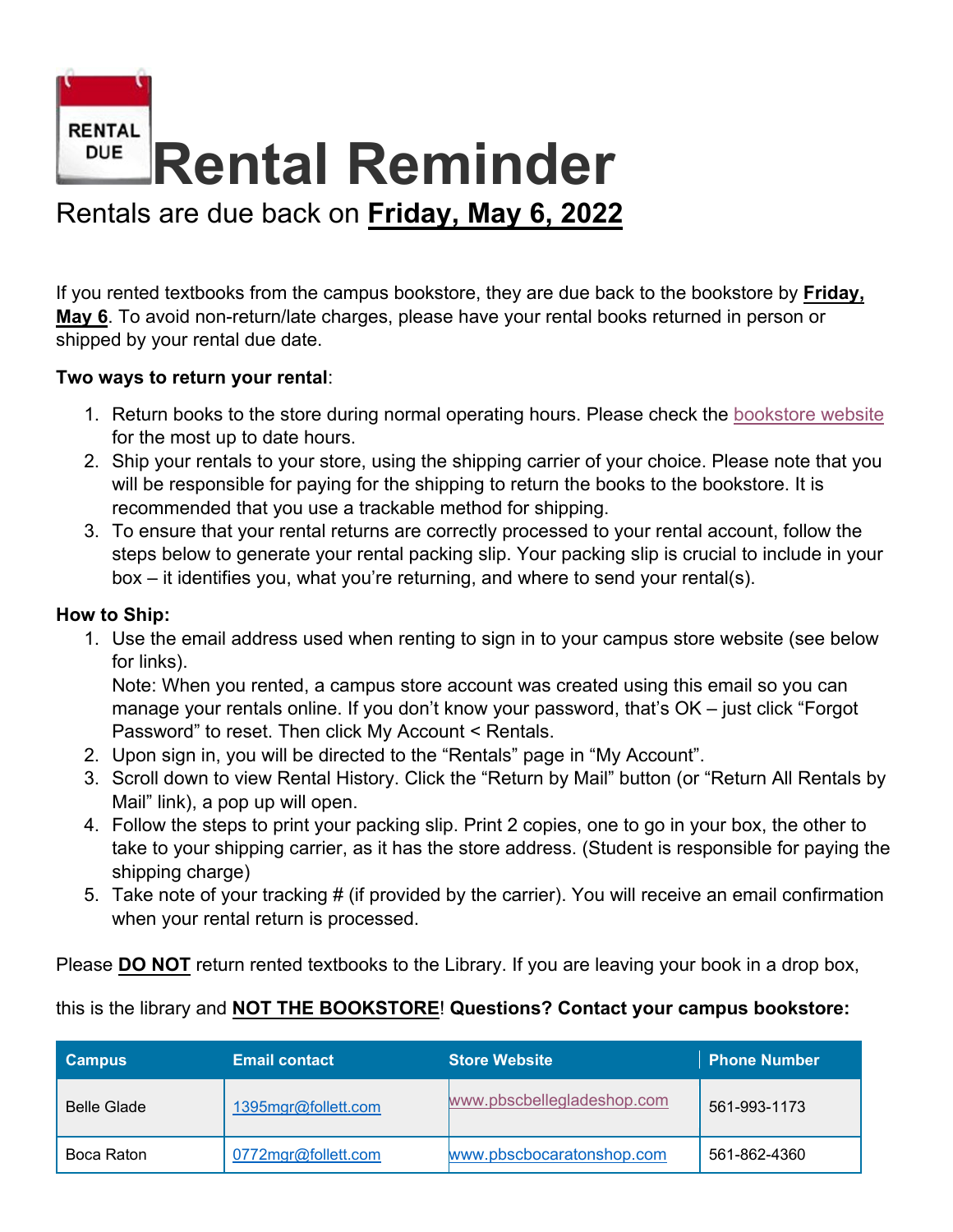RENTAL DUE

# Rental Reminder

Rentals are due back on **Friday, May 6, 2022**

If you rented textbooks from the campus bookstore, they are due back to the bookstore by **Friday, May 6**. To avoid non-return/late charges, please have your rental books returned in person or shipped by your rental due date.

**Two ways to return your rental**:

1. Return books to the store during normal operating hours. Please check the bookstore website for the most up to date hours.
2. Ship your rentals to your store, using the shipping carrier of your choice. Please note that you will be responsible for paying for the shipping to return the books to the bookstore. It is recommended that you use a trackable method for shipping.
3. To ensure that your rental returns are correctly processed to your rental account, follow the steps below to generate your rental packing slip. Your packing slip is crucial to include in your box – it identifies you, what you're returning, and where to send your rental(s).

**How to Ship:**

1. Use the email address used when renting to sign in to your campus store website (see below for links).
   Note: When you rented, a campus store account was created using this email so you can manage your rentals online. If you don't know your password, that's OK – just click "Forgot Password" to reset. Then click My Account < Rentals.
2. Upon sign in, you will be directed to the "Rentals" page in "My Account".
3. Scroll down to view Rental History. Click the "Return by Mail" button (or "Return All Rentals by Mail" link), a pop up will open.
4. Follow the steps to print your packing slip. Print 2 copies, one to go in your box, the other to take to your shipping carrier, as it has the store address. (Student is responsible for paying the shipping charge)
5. Take note of your tracking # (if provided by the carrier). You will receive an email confirmation when your rental return is processed.

Please **DO NOT** return rented textbooks to the Library. If you are leaving your book in a drop box, this is the library and **NOT THE BOOKSTORE**! **Questions? Contact your campus bookstore:**

| Campus | Email contact | Store Website | Phone Number |
|---|---|---|---|
| Belle Glade | 1395mgr@follett.com | www.pbscbellegladeshop.com | 561-993-1173 |
| Boca Raton | 0772mgr@follett.com | www.pbscbocaratonshop.com | 561-862-4360 |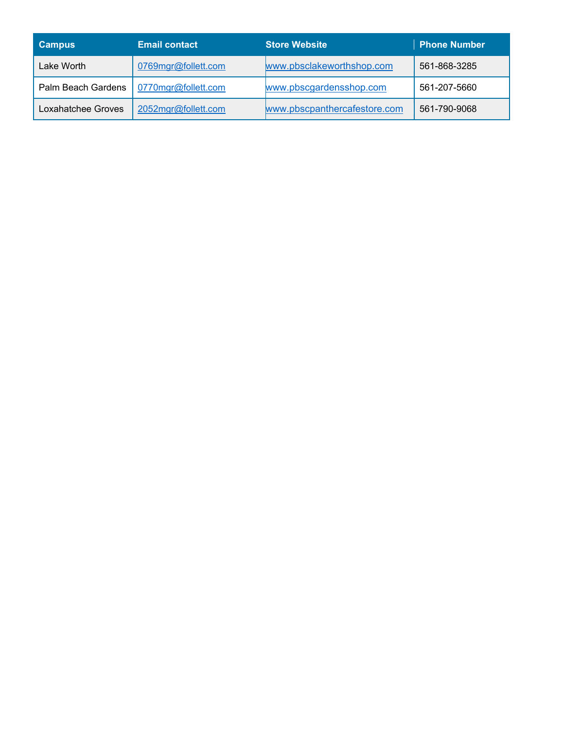| Campus | Email contact | Store Website | Phone Number |
|---|---|---|---|
| Lake Worth | 0769mgr@follett.com | www.pbsclakeworthshop.com | 561-868-3285 |
| Palm Beach Gardens | 0770mgr@follett.com | www.pbscgardensshop.com | 561-207-5660 |
| Loxahatchee Groves | 2052mgr@follett.com | www.pbscpanthercafestore.com | 561-790-9068 |